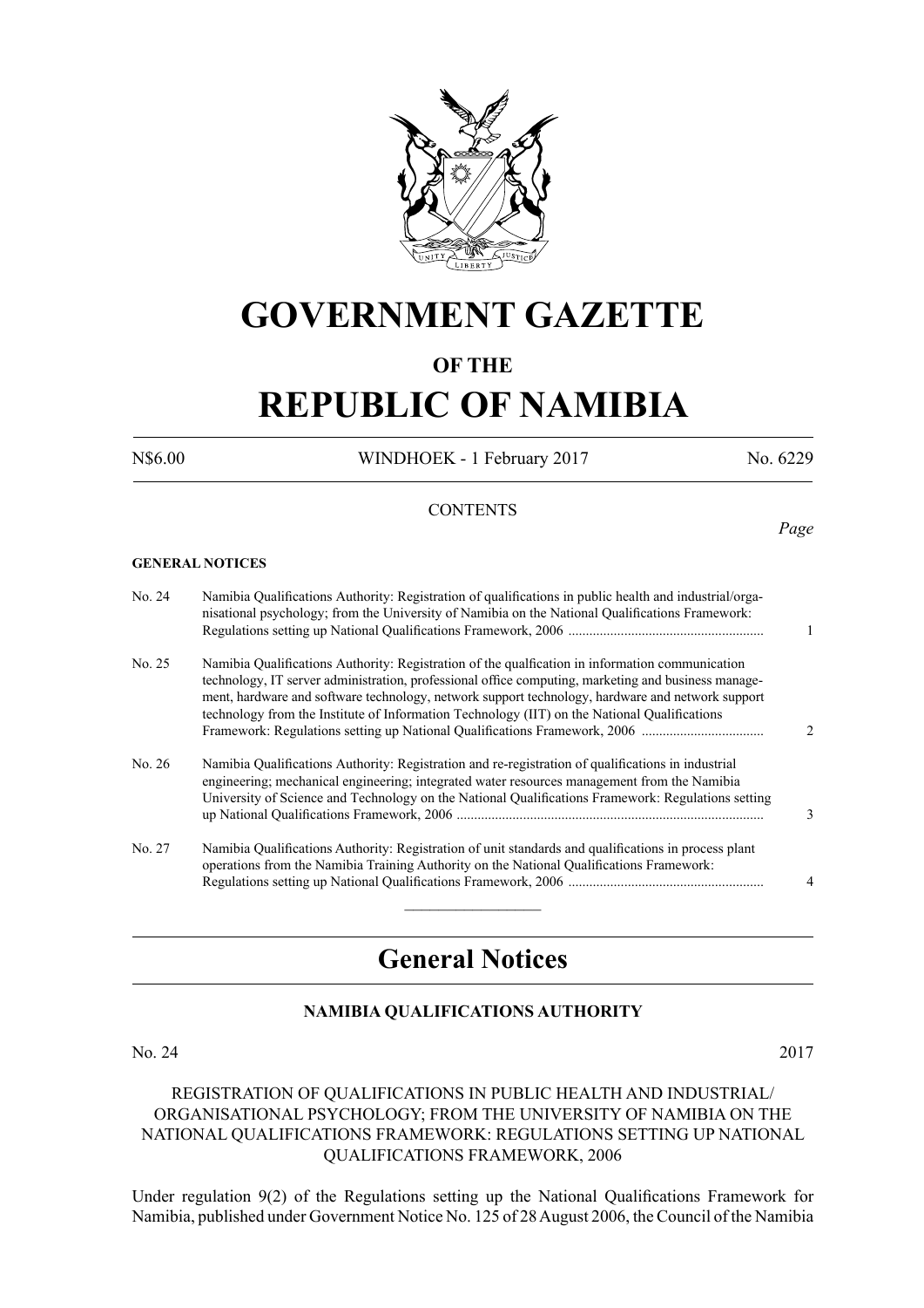# GOVERNMENT GAZETTE

## OF THE

# REPUBLIC OF NAMIBIA

N$6.00 WINDHOEK - 1 February 2017 No. 6229

CONTENTS

*Page*

**GENERAL NOTICES**

| | | |
|---|---|---|
| No. 24 | Namibia Qualifications Authority: Registration of qualifications in public health and industrial/organisational psychology; from the University of Namibia on the National Qualifications Framework: Regulations setting up National Qualifications Framework, 2006 ........................................................ | 1 |
| No. 25 | Namibia Qualifications Authority: Registration of the qualfication in information communication technology, IT server administration, professional office computing, marketing and business management, hardware and software technology, network support technology, hardware and network support technology from the Institute of Information Technology (IIT) on the National Qualifications Framework: Regulations setting up National Qualifications Framework, 2006 .................................. | 2 |
| No. 26 | Namibia Qualifications Authority: Registration and re-registration of qualifications in industrial engineering; mechanical engineering; integrated water resources management from the Namibia University of Science and Technology on the National Qualifications Framework: Regulations setting up National Qualifications Framework, 2006 ........................................................................................ | 3 |
| No. 27 | Namibia Qualifications Authority: Registration of unit standards and qualifications in process plant operations from the Namibia Training Authority on the National Qualifications Framework: Regulations setting up National Qualifications Framework, 2006 ........................................................ | 4 |

---

## General Notices

### NAMIBIA QUALIFICATIONS AUTHORITY

No. 24 2017

REGISTRATION OF QUALIFICATIONS IN PUBLIC HEALTH AND INDUSTRIAL/ ORGANISATIONAL PSYCHOLOGY; FROM THE UNIVERSITY OF NAMIBIA ON THE NATIONAL QUALIFICATIONS FRAMEWORK: REGULATIONS SETTING UP NATIONAL QUALIFICATIONS FRAMEWORK, 2006

Under regulation 9(2) of the Regulations setting up the National Qualifications Framework for Namibia, published under Government Notice No. 125 of 28 August 2006, the Council of the Namibia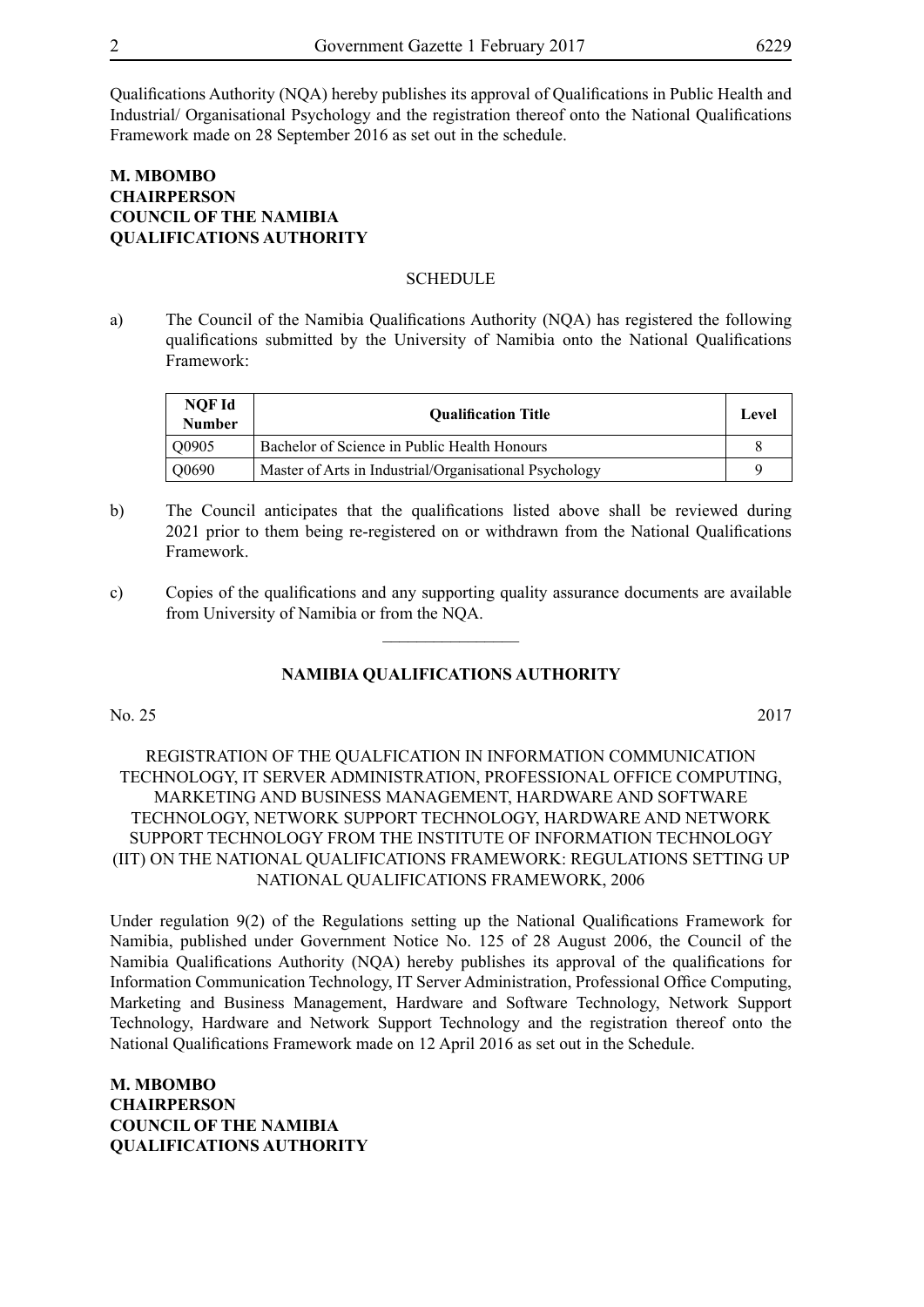Qualifications Authority (NQA) hereby publishes its approval of Qualifications in Public Health and Industrial/ Organisational Psychology and the registration thereof onto the National Qualifications Framework made on 28 September 2016 as set out in the schedule.

**M. MBOMBO**
**CHAIRPERSON**
**COUNCIL OF THE NAMIBIA**
**QUALIFICATIONS AUTHORITY**

SCHEDULE

a) The Council of the Namibia Qualifications Authority (NQA) has registered the following qualifications submitted by the University of Namibia onto the National Qualifications Framework:

| NQF Id Number | Qualification Title | Level |
|---|---|---|
| Q0905 | Bachelor of Science in Public Health Honours | 8 |
| Q0690 | Master of Arts in Industrial/Organisational Psychology | 9 |

b) The Council anticipates that the qualifications listed above shall be reviewed during 2021 prior to them being re-registered on or withdrawn from the National Qualifications Framework.

c) Copies of the qualifications and any supporting quality assurance documents are available from University of Namibia or from the NQA.

---

**NAMIBIA QUALIFICATIONS AUTHORITY**

No. 25 2017

REGISTRATION OF THE QUALFICATION IN INFORMATION COMMUNICATION TECHNOLOGY, IT SERVER ADMINISTRATION, PROFESSIONAL OFFICE COMPUTING, MARKETING AND BUSINESS MANAGEMENT, HARDWARE AND SOFTWARE TECHNOLOGY, NETWORK SUPPORT TECHNOLOGY, HARDWARE AND NETWORK SUPPORT TECHNOLOGY FROM THE INSTITUTE OF INFORMATION TECHNOLOGY (IIT) ON THE NATIONAL QUALIFICATIONS FRAMEWORK: REGULATIONS SETTING UP NATIONAL QUALIFICATIONS FRAMEWORK, 2006

Under regulation 9(2) of the Regulations setting up the National Qualifications Framework for Namibia, published under Government Notice No. 125 of 28 August 2006, the Council of the Namibia Qualifications Authority (NQA) hereby publishes its approval of the qualifications for Information Communication Technology, IT Server Administration, Professional Office Computing, Marketing and Business Management, Hardware and Software Technology, Network Support Technology, Hardware and Network Support Technology and the registration thereof onto the National Qualifications Framework made on 12 April 2016 as set out in the Schedule.

**M. MBOMBO**
**CHAIRPERSON**
**COUNCIL OF THE NAMIBIA**
**QUALIFICATIONS AUTHORITY**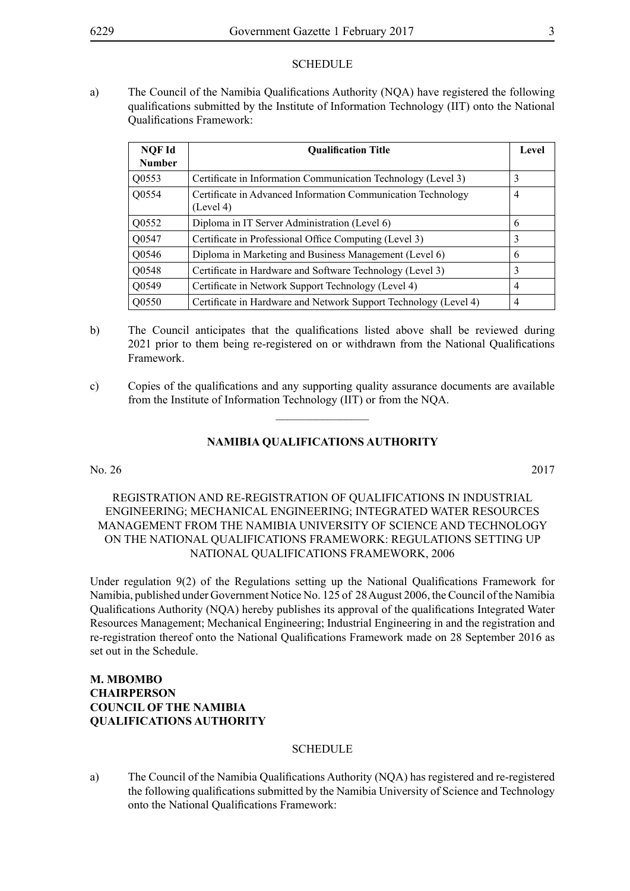SCHEDULE

a) The Council of the Namibia Qualifications Authority (NQA) have registered the following qualifications submitted by the Institute of Information Technology (IIT) onto the National Qualifications Framework:

| NQF Id Number | Qualification Title | Level |
|---|---|---|
| Q0553 | Certificate in Information Communication Technology (Level 3) | 3 |
| Q0554 | Certificate in Advanced Information Communication Technology (Level 4) | 4 |
| Q0552 | Diploma in IT Server Administration (Level 6) | 6 |
| Q0547 | Certificate in Professional Office Computing (Level 3) | 3 |
| Q0546 | Diploma in Marketing and Business Management (Level 6) | 6 |
| Q0548 | Certificate in Hardware and Software Technology (Level 3) | 3 |
| Q0549 | Certificate in Network Support Technology (Level 4) | 4 |
| Q0550 | Certificate in Hardware and Network Support Technology (Level 4) | 4 |

b) The Council anticipates that the qualifications listed above shall be reviewed during 2021 prior to them being re-registered on or withdrawn from the National Qualifications Framework.

c) Copies of the qualifications and any supporting quality assurance documents are available from the Institute of Information Technology (IIT) or from the NQA.

---

## NAMIBIA QUALIFICATIONS AUTHORITY

No. 26 2017

REGISTRATION AND RE-REGISTRATION OF QUALIFICATIONS IN INDUSTRIAL ENGINEERING; MECHANICAL ENGINEERING; INTEGRATED WATER RESOURCES MANAGEMENT FROM THE NAMIBIA UNIVERSITY OF SCIENCE AND TECHNOLOGY ON THE NATIONAL QUALIFICATIONS FRAMEWORK: REGULATIONS SETTING UP NATIONAL QUALIFICATIONS FRAMEWORK, 2006

Under regulation 9(2) of the Regulations setting up the National Qualifications Framework for Namibia, published under Government Notice No. 125 of 28 August 2006, the Council of the Namibia Qualifications Authority (NQA) hereby publishes its approval of the qualifications Integrated Water Resources Management; Mechanical Engineering; Industrial Engineering in and the registration and re-registration thereof onto the National Qualifications Framework made on 28 September 2016 as set out in the Schedule.

**M. MBOMBO**
**CHAIRPERSON**
**COUNCIL OF THE NAMIBIA**
**QUALIFICATIONS AUTHORITY**

SCHEDULE

a) The Council of the Namibia Qualifications Authority (NQA) has registered and re-registered the following qualifications submitted by the Namibia University of Science and Technology onto the National Qualifications Framework: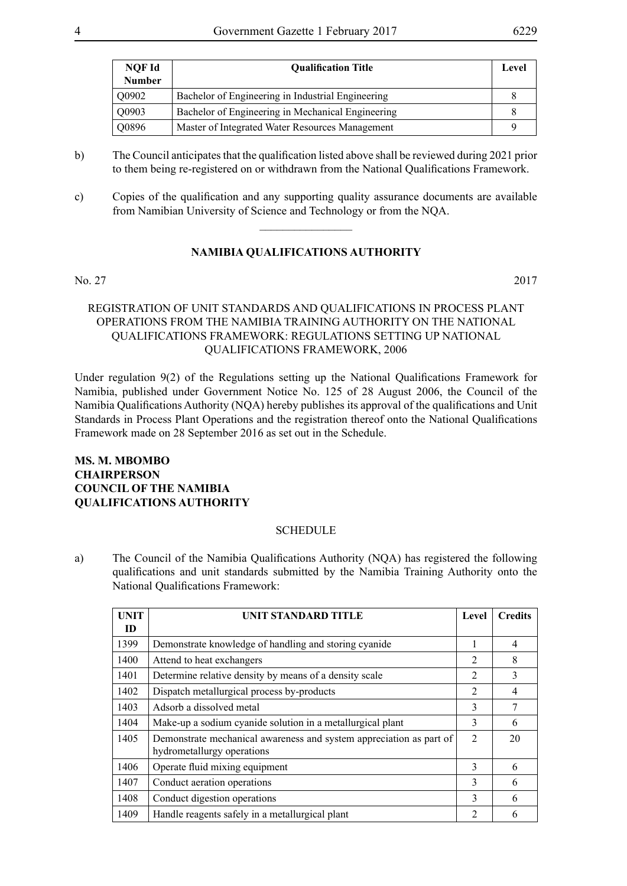| NQF Id Number | Qualification Title | Level |
|---|---|---|
| Q0902 | Bachelor of Engineering in Industrial Engineering | 8 |
| Q0903 | Bachelor of Engineering in Mechanical Engineering | 8 |
| Q0896 | Master of Integrated Water Resources Management | 9 |

b) The Council anticipates that the qualification listed above shall be reviewed during 2021 prior to them being re-registered on or withdrawn from the National Qualifications Framework.

c) Copies of the qualification and any supporting quality assurance documents are available from Namibian University of Science and Technology or from the NQA.

________________

**NAMIBIA QUALIFICATIONS AUTHORITY**

No. 27 2017

REGISTRATION OF UNIT STANDARDS AND QUALIFICATIONS IN PROCESS PLANT OPERATIONS FROM THE NAMIBIA TRAINING AUTHORITY ON THE NATIONAL QUALIFICATIONS FRAMEWORK: REGULATIONS SETTING UP NATIONAL QUALIFICATIONS FRAMEWORK, 2006

Under regulation 9(2) of the Regulations setting up the National Qualifications Framework for Namibia, published under Government Notice No. 125 of 28 August 2006, the Council of the Namibia Qualifications Authority (NQA) hereby publishes its approval of the qualifications and Unit Standards in Process Plant Operations and the registration thereof onto the National Qualifications Framework made on 28 September 2016 as set out in the Schedule.

**MS. M. MBOMBO**
**CHAIRPERSON**
**COUNCIL OF THE NAMIBIA**
**QUALIFICATIONS AUTHORITY**

SCHEDULE

a) The Council of the Namibia Qualifications Authority (NQA) has registered the following qualifications and unit standards submitted by the Namibia Training Authority onto the National Qualifications Framework:

| UNIT ID | UNIT STANDARD TITLE | Level | Credits |
|---|---|---|---|
| 1399 | Demonstrate knowledge of handling and storing cyanide | 1 | 4 |
| 1400 | Attend to heat exchangers | 2 | 8 |
| 1401 | Determine relative density by means of a density scale | 2 | 3 |
| 1402 | Dispatch metallurgical process by-products | 2 | 4 |
| 1403 | Adsorb a dissolved metal | 3 | 7 |
| 1404 | Make-up a sodium cyanide solution in a metallurgical plant | 3 | 6 |
| 1405 | Demonstrate mechanical awareness and system appreciation as part of hydrometallurgy operations | 2 | 20 |
| 1406 | Operate fluid mixing equipment | 3 | 6 |
| 1407 | Conduct aeration operations | 3 | 6 |
| 1408 | Conduct digestion operations | 3 | 6 |
| 1409 | Handle reagents safely in a metallurgical plant | 2 | 6 |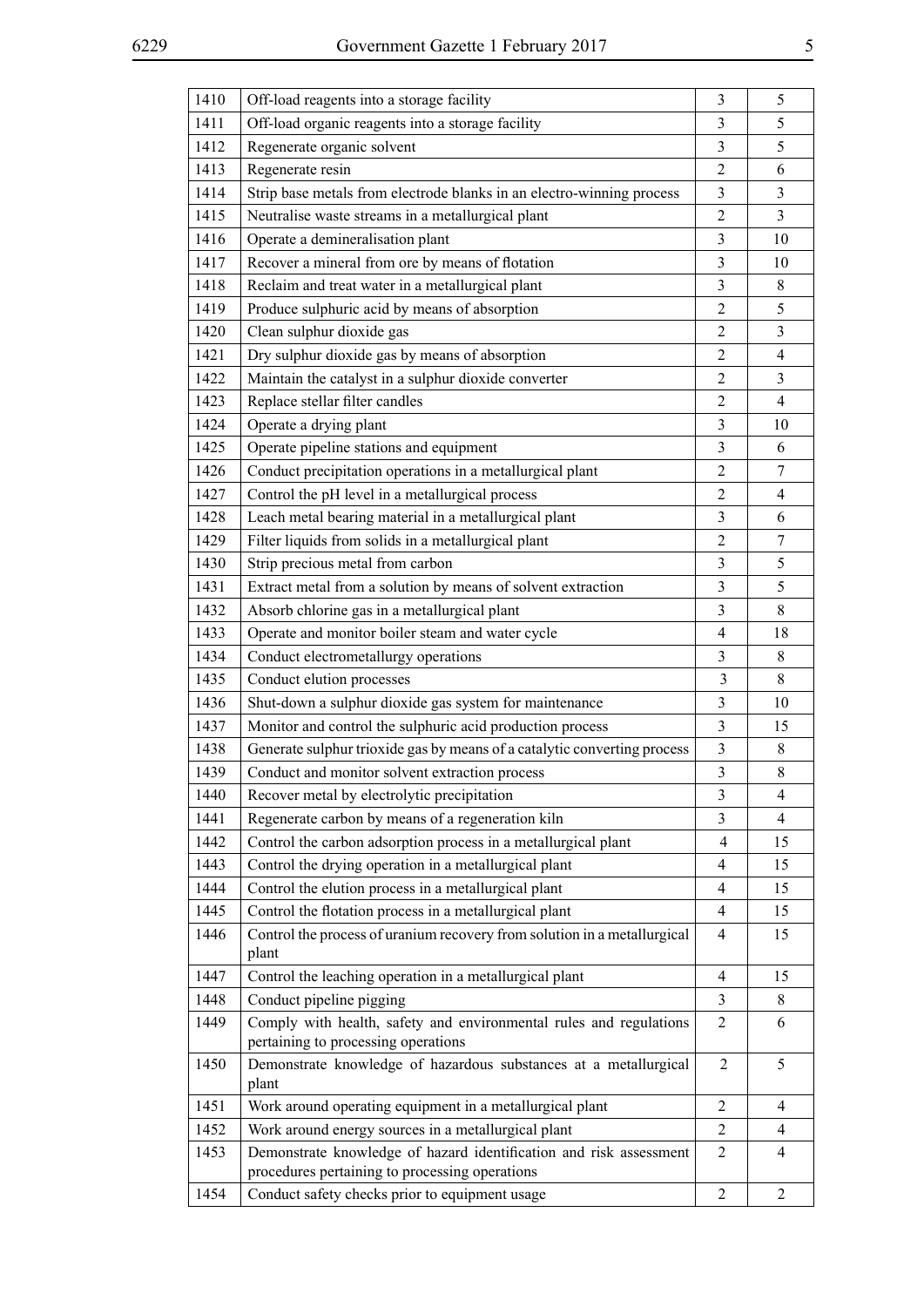| 1410 | Off-load reagents into a storage facility | 3 | 5 |
|---|---|---|---|
| 1411 | Off-load organic reagents into a storage facility | 3 | 5 |
| 1412 | Regenerate organic solvent | 3 | 5 |
| 1413 | Regenerate resin | 2 | 6 |
| 1414 | Strip base metals from electrode blanks in an electro-winning process | 3 | 3 |
| 1415 | Neutralise waste streams in a metallurgical plant | 2 | 3 |
| 1416 | Operate a demineralisation plant | 3 | 10 |
| 1417 | Recover a mineral from ore by means of flotation | 3 | 10 |
| 1418 | Reclaim and treat water in a metallurgical plant | 3 | 8 |
| 1419 | Produce sulphuric acid by means of absorption | 2 | 5 |
| 1420 | Clean sulphur dioxide gas | 2 | 3 |
| 1421 | Dry sulphur dioxide gas by means of absorption | 2 | 4 |
| 1422 | Maintain the catalyst in a sulphur dioxide converter | 2 | 3 |
| 1423 | Replace stellar filter candles | 2 | 4 |
| 1424 | Operate a drying plant | 3 | 10 |
| 1425 | Operate pipeline stations and equipment | 3 | 6 |
| 1426 | Conduct precipitation operations in a metallurgical plant | 2 | 7 |
| 1427 | Control the pH level in a metallurgical process | 2 | 4 |
| 1428 | Leach metal bearing material in a metallurgical plant | 3 | 6 |
| 1429 | Filter liquids from solids in a metallurgical plant | 2 | 7 |
| 1430 | Strip precious metal from carbon | 3 | 5 |
| 1431 | Extract metal from a solution by means of solvent extraction | 3 | 5 |
| 1432 | Absorb chlorine gas in a metallurgical plant | 3 | 8 |
| 1433 | Operate and monitor boiler steam and water cycle | 4 | 18 |
| 1434 | Conduct electrometallurgy operations | 3 | 8 |
| 1435 | Conduct elution processes | 3 | 8 |
| 1436 | Shut-down a sulphur dioxide gas system for maintenance | 3 | 10 |
| 1437 | Monitor and control the sulphuric acid production process | 3 | 15 |
| 1438 | Generate sulphur trioxide gas by means of a catalytic converting process | 3 | 8 |
| 1439 | Conduct and monitor solvent extraction process | 3 | 8 |
| 1440 | Recover metal by electrolytic precipitation | 3 | 4 |
| 1441 | Regenerate carbon by means of a regeneration kiln | 3 | 4 |
| 1442 | Control the carbon adsorption process in a metallurgical plant | 4 | 15 |
| 1443 | Control the drying operation in a metallurgical plant | 4 | 15 |
| 1444 | Control the elution process in a metallurgical plant | 4 | 15 |
| 1445 | Control the flotation process in a metallurgical plant | 4 | 15 |
| 1446 | Control the process of uranium recovery from solution in a metallurgical plant | 4 | 15 |
| 1447 | Control the leaching operation in a metallurgical plant | 4 | 15 |
| 1448 | Conduct pipeline pigging | 3 | 8 |
| 1449 | Comply with health, safety and environmental rules and regulations pertaining to processing operations | 2 | 6 |
| 1450 | Demonstrate knowledge of hazardous substances at a metallurgical plant | 2 | 5 |
| 1451 | Work around operating equipment in a metallurgical plant | 2 | 4 |
| 1452 | Work around energy sources in a metallurgical plant | 2 | 4 |
| 1453 | Demonstrate knowledge of hazard identification and risk assessment procedures pertaining to processing operations | 2 | 4 |
| 1454 | Conduct safety checks prior to equipment usage | 2 | 2 |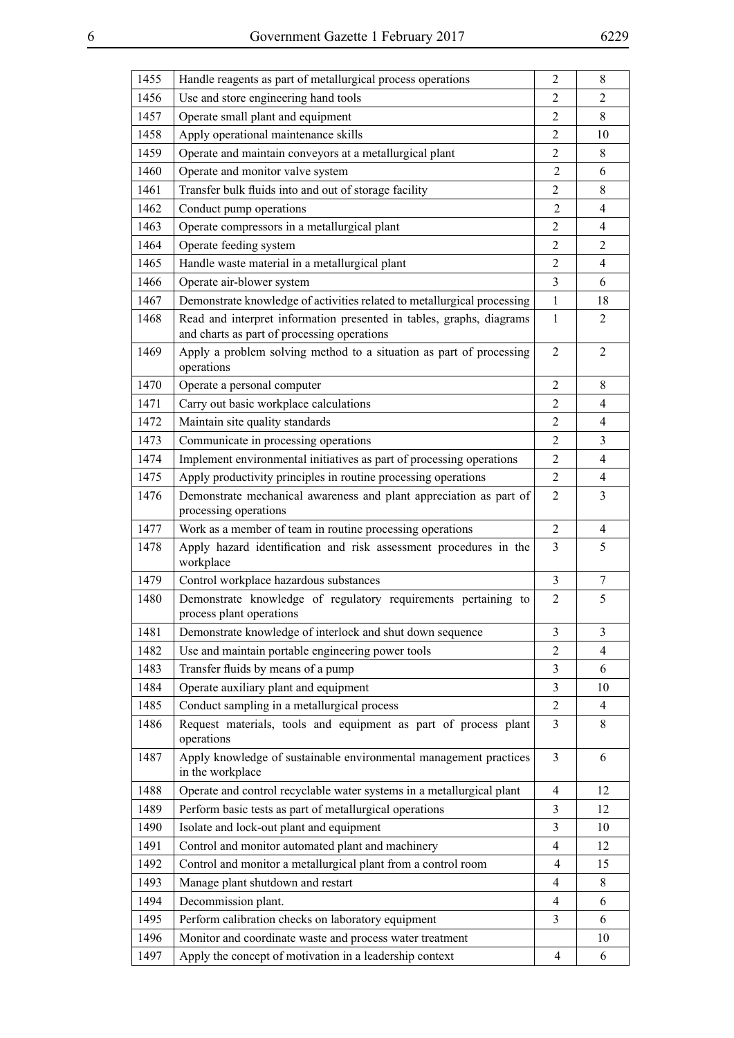| | | | |
|---|---|---|---|
| 1455 | Handle reagents as part of metallurgical process operations | 2 | 8 |
| 1456 | Use and store engineering hand tools | 2 | 2 |
| 1457 | Operate small plant and equipment | 2 | 8 |
| 1458 | Apply operational maintenance skills | 2 | 10 |
| 1459 | Operate and maintain conveyors at a metallurgical plant | 2 | 8 |
| 1460 | Operate and monitor valve system | 2 | 6 |
| 1461 | Transfer bulk fluids into and out of storage facility | 2 | 8 |
| 1462 | Conduct pump operations | 2 | 4 |
| 1463 | Operate compressors in a metallurgical plant | 2 | 4 |
| 1464 | Operate feeding system | 2 | 2 |
| 1465 | Handle waste material in a metallurgical plant | 2 | 4 |
| 1466 | Operate air-blower system | 3 | 6 |
| 1467 | Demonstrate knowledge of activities related to metallurgical processing | 1 | 18 |
| 1468 | Read and interpret information presented in tables, graphs, diagrams and charts as part of processing operations | 1 | 2 |
| 1469 | Apply a problem solving method to a situation as part of processing operations | 2 | 2 |
| 1470 | Operate a personal computer | 2 | 8 |
| 1471 | Carry out basic workplace calculations | 2 | 4 |
| 1472 | Maintain site quality standards | 2 | 4 |
| 1473 | Communicate in processing operations | 2 | 3 |
| 1474 | Implement environmental initiatives as part of processing operations | 2 | 4 |
| 1475 | Apply productivity principles in routine processing operations | 2 | 4 |
| 1476 | Demonstrate mechanical awareness and plant appreciation as part of processing operations | 2 | 3 |
| 1477 | Work as a member of team in routine processing operations | 2 | 4 |
| 1478 | Apply hazard identification and risk assessment procedures in the workplace | 3 | 5 |
| 1479 | Control workplace hazardous substances | 3 | 7 |
| 1480 | Demonstrate knowledge of regulatory requirements pertaining to process plant operations | 2 | 5 |
| 1481 | Demonstrate knowledge of interlock and shut down sequence | 3 | 3 |
| 1482 | Use and maintain portable engineering power tools | 2 | 4 |
| 1483 | Transfer fluids by means of a pump | 3 | 6 |
| 1484 | Operate auxiliary plant and equipment | 3 | 10 |
| 1485 | Conduct sampling in a metallurgical process | 2 | 4 |
| 1486 | Request materials, tools and equipment as part of process plant operations | 3 | 8 |
| 1487 | Apply knowledge of sustainable environmental management practices in the workplace | 3 | 6 |
| 1488 | Operate and control recyclable water systems in a metallurgical plant | 4 | 12 |
| 1489 | Perform basic tests as part of metallurgical operations | 3 | 12 |
| 1490 | Isolate and lock-out plant and equipment | 3 | 10 |
| 1491 | Control and monitor automated plant and machinery | 4 | 12 |
| 1492 | Control and monitor a metallurgical plant from a control room | 4 | 15 |
| 1493 | Manage plant shutdown and restart | 4 | 8 |
| 1494 | Decommission plant. | 4 | 6 |
| 1495 | Perform calibration checks on laboratory equipment | 3 | 6 |
| 1496 | Monitor and coordinate waste and process water treatment | | 10 |
| 1497 | Apply the concept of motivation in a leadership context | 4 | 6 |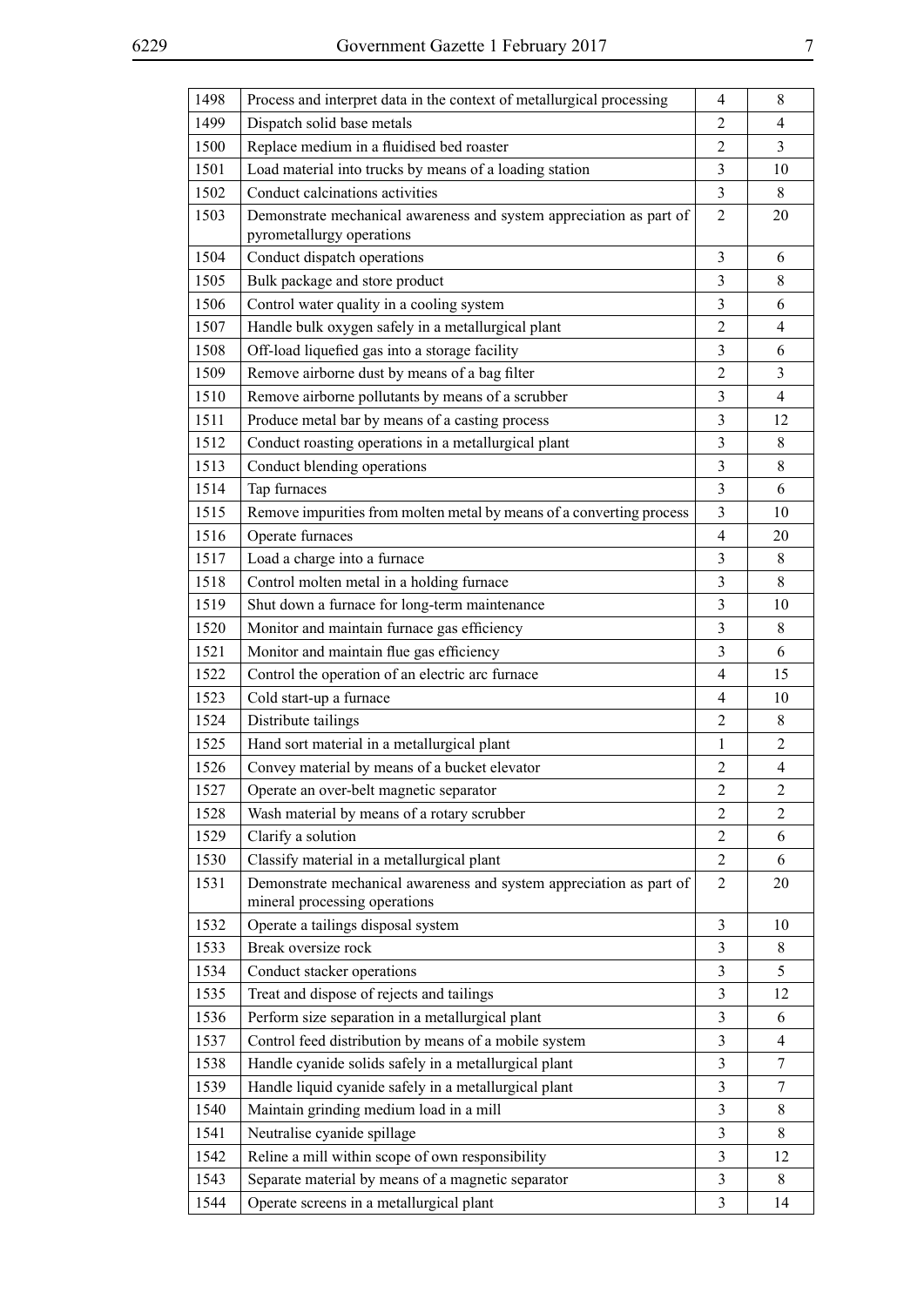| | | | |
|---|---|---|---|
| 1498 | Process and interpret data in the context of metallurgical processing | 4 | 8 |
| 1499 | Dispatch solid base metals | 2 | 4 |
| 1500 | Replace medium in a fluidised bed roaster | 2 | 3 |
| 1501 | Load material into trucks by means of a loading station | 3 | 10 |
| 1502 | Conduct calcinations activities | 3 | 8 |
| 1503 | Demonstrate mechanical awareness and system appreciation as part of pyrometallurgy operations | 2 | 20 |
| 1504 | Conduct dispatch operations | 3 | 6 |
| 1505 | Bulk package and store product | 3 | 8 |
| 1506 | Control water quality in a cooling system | 3 | 6 |
| 1507 | Handle bulk oxygen safely in a metallurgical plant | 2 | 4 |
| 1508 | Off-load liquefied gas into a storage facility | 3 | 6 |
| 1509 | Remove airborne dust by means of a bag filter | 2 | 3 |
| 1510 | Remove airborne pollutants by means of a scrubber | 3 | 4 |
| 1511 | Produce metal bar by means of a casting process | 3 | 12 |
| 1512 | Conduct roasting operations in a metallurgical plant | 3 | 8 |
| 1513 | Conduct blending operations | 3 | 8 |
| 1514 | Tap furnaces | 3 | 6 |
| 1515 | Remove impurities from molten metal by means of a converting process | 3 | 10 |
| 1516 | Operate furnaces | 4 | 20 |
| 1517 | Load a charge into a furnace | 3 | 8 |
| 1518 | Control molten metal in a holding furnace | 3 | 8 |
| 1519 | Shut down a furnace for long-term maintenance | 3 | 10 |
| 1520 | Monitor and maintain furnace gas efficiency | 3 | 8 |
| 1521 | Monitor and maintain flue gas efficiency | 3 | 6 |
| 1522 | Control the operation of an electric arc furnace | 4 | 15 |
| 1523 | Cold start-up a furnace | 4 | 10 |
| 1524 | Distribute tailings | 2 | 8 |
| 1525 | Hand sort material in a metallurgical plant | 1 | 2 |
| 1526 | Convey material by means of a bucket elevator | 2 | 4 |
| 1527 | Operate an over-belt magnetic separator | 2 | 2 |
| 1528 | Wash material by means of a rotary scrubber | 2 | 2 |
| 1529 | Clarify a solution | 2 | 6 |
| 1530 | Classify material in a metallurgical plant | 2 | 6 |
| 1531 | Demonstrate mechanical awareness and system appreciation as part of mineral processing operations | 2 | 20 |
| 1532 | Operate a tailings disposal system | 3 | 10 |
| 1533 | Break oversize rock | 3 | 8 |
| 1534 | Conduct stacker operations | 3 | 5 |
| 1535 | Treat and dispose of rejects and tailings | 3 | 12 |
| 1536 | Perform size separation in a metallurgical plant | 3 | 6 |
| 1537 | Control feed distribution by means of a mobile system | 3 | 4 |
| 1538 | Handle cyanide solids safely in a metallurgical plant | 3 | 7 |
| 1539 | Handle liquid cyanide safely in a metallurgical plant | 3 | 7 |
| 1540 | Maintain grinding medium load in a mill | 3 | 8 |
| 1541 | Neutralise cyanide spillage | 3 | 8 |
| 1542 | Reline a mill within scope of own responsibility | 3 | 12 |
| 1543 | Separate material by means of a magnetic separator | 3 | 8 |
| 1544 | Operate screens in a metallurgical plant | 3 | 14 |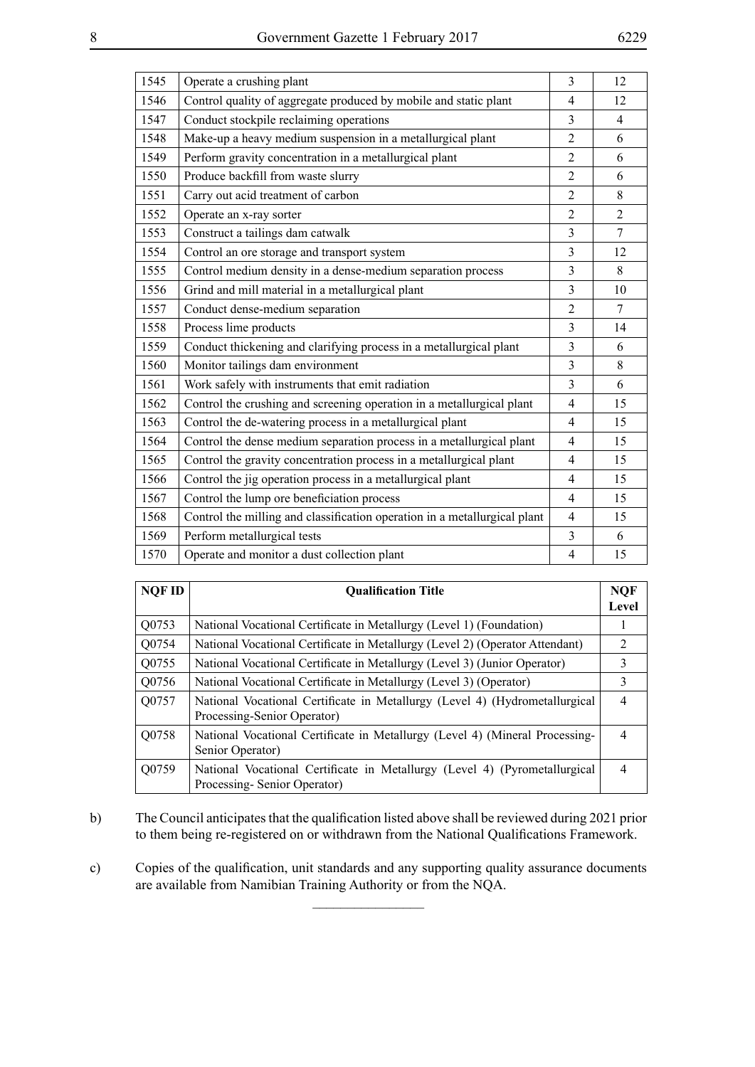| | | | |
|---|---|---|---|
| 1545 | Operate a crushing plant | 3 | 12 |
| 1546 | Control quality of aggregate produced by mobile and static plant | 4 | 12 |
| 1547 | Conduct stockpile reclaiming operations | 3 | 4 |
| 1548 | Make-up a heavy medium suspension in a metallurgical plant | 2 | 6 |
| 1549 | Perform gravity concentration in a metallurgical plant | 2 | 6 |
| 1550 | Produce backfill from waste slurry | 2 | 6 |
| 1551 | Carry out acid treatment of carbon | 2 | 8 |
| 1552 | Operate an x-ray sorter | 2 | 2 |
| 1553 | Construct a tailings dam catwalk | 3 | 7 |
| 1554 | Control an ore storage and transport system | 3 | 12 |
| 1555 | Control medium density in a dense-medium separation process | 3 | 8 |
| 1556 | Grind and mill material in a metallurgical plant | 3 | 10 |
| 1557 | Conduct dense-medium separation | 2 | 7 |
| 1558 | Process lime products | 3 | 14 |
| 1559 | Conduct thickening and clarifying process in a metallurgical plant | 3 | 6 |
| 1560 | Monitor tailings dam environment | 3 | 8 |
| 1561 | Work safely with instruments that emit radiation | 3 | 6 |
| 1562 | Control the crushing and screening operation in a metallurgical plant | 4 | 15 |
| 1563 | Control the de-watering process in a metallurgical plant | 4 | 15 |
| 1564 | Control the dense medium separation process in a metallurgical plant | 4 | 15 |
| 1565 | Control the gravity concentration process in a metallurgical plant | 4 | 15 |
| 1566 | Control the jig operation process in a metallurgical plant | 4 | 15 |
| 1567 | Control the lump ore beneficiation process | 4 | 15 |
| 1568 | Control the milling and classification operation in a metallurgical plant | 4 | 15 |
| 1569 | Perform metallurgical tests | 3 | 6 |
| 1570 | Operate and monitor a dust collection plant | 4 | 15 |

| NQF ID | Qualification Title | NQF Level |
|---|---|---|
| Q0753 | National Vocational Certificate in Metallurgy (Level 1) (Foundation) | 1 |
| Q0754 | National Vocational Certificate in Metallurgy (Level 2) (Operator Attendant) | 2 |
| Q0755 | National Vocational Certificate in Metallurgy (Level 3) (Junior Operator) | 3 |
| Q0756 | National Vocational Certificate in Metallurgy (Level 3) (Operator) | 3 |
| Q0757 | National Vocational Certificate in Metallurgy (Level 4) (Hydrometallurgical Processing-Senior Operator) | 4 |
| Q0758 | National Vocational Certificate in Metallurgy (Level 4) (Mineral Processing-Senior Operator) | 4 |
| Q0759 | National Vocational Certificate in Metallurgy (Level 4) (Pyrometallurgical Processing- Senior Operator) | 4 |

b) The Council anticipates that the qualification listed above shall be reviewed during 2021 prior to them being re-registered on or withdrawn from the National Qualifications Framework.

c) Copies of the qualification, unit standards and any supporting quality assurance documents are available from Namibian Training Authority or from the NQA.